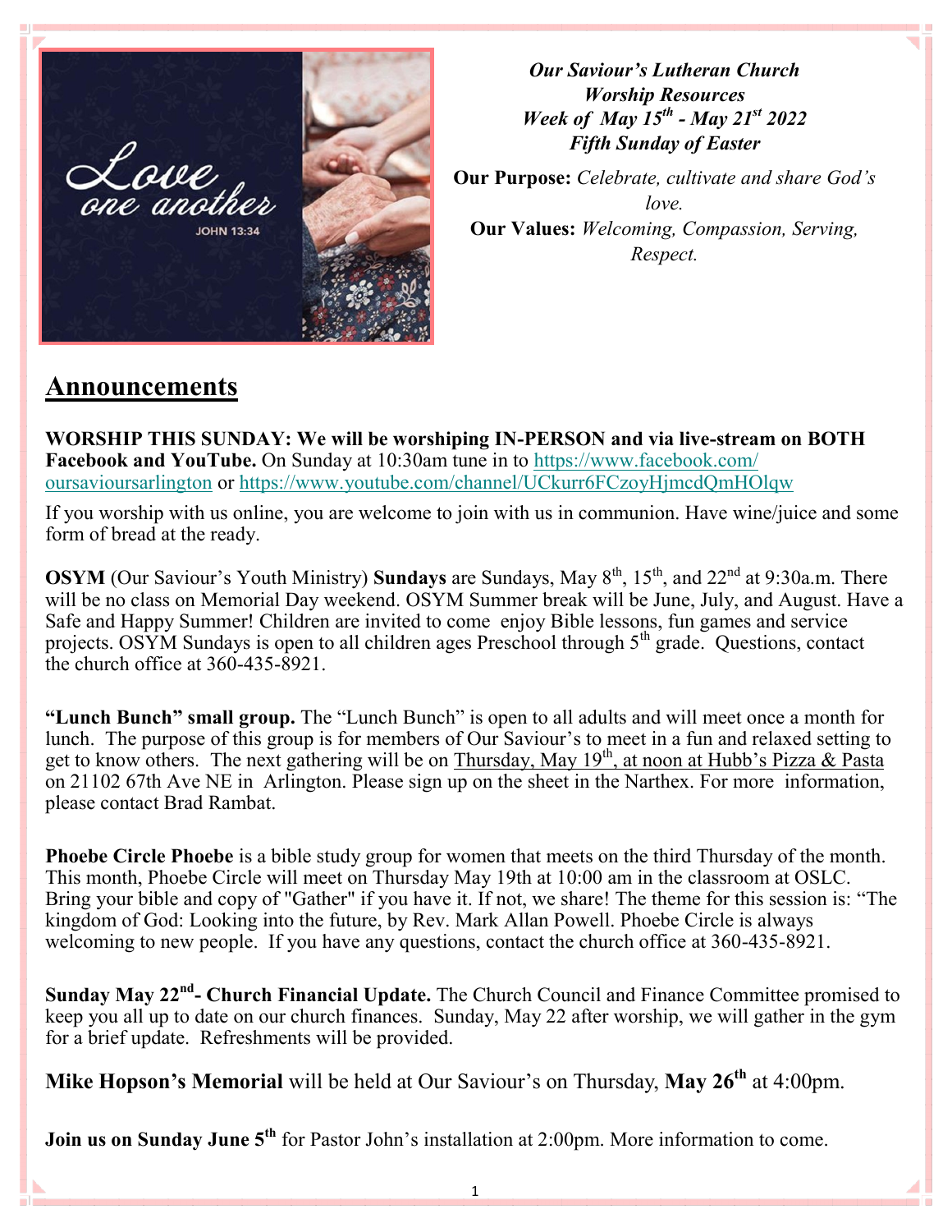*Our Saviour's Lutheran Church*
*Worship Resources*
*Week of May 15th - May 21st 2022*
*Fifth Sunday of Easter*

**Our Purpose:** *Celebrate, cultivate and share God's love.*
**Our Values:** *Welcoming, Compassion, Serving, Respect.*

## Announcements

**WORSHIP THIS SUNDAY: We will be worshiping IN-PERSON and via live-stream on BOTH Facebook and YouTube.** On Sunday at 10:30am tune in to https://www.facebook.com/oursavioursarlington or https://www.youtube.com/channel/UCkurr6FCzoyHjmcdQmHOlqw

If you worship with us online, you are welcome to join with us in communion. Have wine/juice and some form of bread at the ready.

**OSYM** (Our Saviour's Youth Ministry) **Sundays** are Sundays, May 8th, 15th, and 22nd at 9:30a.m. There will be no class on Memorial Day weekend. OSYM Summer break will be June, July, and August. Have a Safe and Happy Summer! Children are invited to come enjoy Bible lessons, fun games and service projects. OSYM Sundays is open to all children ages Preschool through 5th grade. Questions, contact the church office at 360-435-8921.

**"Lunch Bunch" small group.** The "Lunch Bunch" is open to all adults and will meet once a month for lunch. The purpose of this group is for members of Our Saviour's to meet in a fun and relaxed setting to get to know others. The next gathering will be on Thursday, May 19th, at noon at Hubb's Pizza & Pasta on 21102 67th Ave NE in Arlington. Please sign up on the sheet in the Narthex. For more information, please contact Brad Rambat.

**Phoebe Circle Phoebe** is a bible study group for women that meets on the third Thursday of the month. This month, Phoebe Circle will meet on Thursday May 19th at 10:00 am in the classroom at OSLC. Bring your bible and copy of "Gather" if you have it. If not, we share! The theme for this session is: "The kingdom of God: Looking into the future, by Rev. Mark Allan Powell. Phoebe Circle is always welcoming to new people. If you have any questions, contact the church office at 360-435-8921.

**Sunday May 22nd- Church Financial Update.** The Church Council and Finance Committee promised to keep you all up to date on our church finances. Sunday, May 22 after worship, we will gather in the gym for a brief update. Refreshments will be provided.

**Mike Hopson's Memorial** will be held at Our Saviour's on Thursday, **May 26th** at 4:00pm.

**Join us on Sunday June 5th** for Pastor John's installation at 2:00pm. More information to come.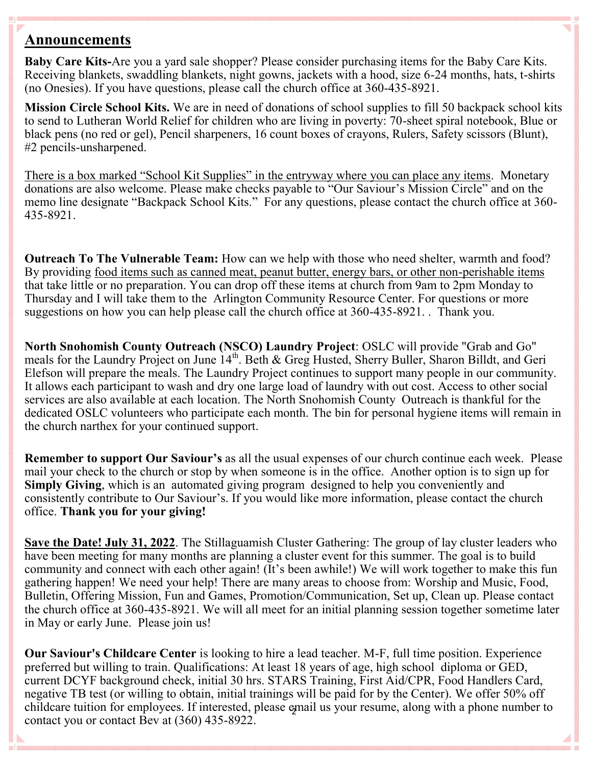## Announcements

**Baby Care Kits-**Are you a yard sale shopper? Please consider purchasing items for the Baby Care Kits. Receiving blankets, swaddling blankets, night gowns, jackets with a hood, size 6-24 months, hats, t-shirts (no Onesies). If you have questions, please call the church office at 360-435-8921.

**Mission Circle School Kits.** We are in need of donations of school supplies to fill 50 backpack school kits to send to Lutheran World Relief for children who are living in poverty: 70-sheet spiral notebook, Blue or black pens (no red or gel), Pencil sharpeners, 16 count boxes of crayons, Rulers, Safety scissors (Blunt), #2 pencils-unsharpened.

There is a box marked "School Kit Supplies" in the entryway where you can place any items. Monetary donations are also welcome. Please make checks payable to "Our Saviour's Mission Circle" and on the memo line designate "Backpack School Kits." For any questions, please contact the church office at 360-435-8921.

**Outreach To The Vulnerable Team:** How can we help with those who need shelter, warmth and food? By providing food items such as canned meat, peanut butter, energy bars, or other non-perishable items that take little or no preparation. You can drop off these items at church from 9am to 2pm Monday to Thursday and I will take them to the Arlington Community Resource Center. For questions or more suggestions on how you can help please call the church office at 360-435-8921. . Thank you.

**North Snohomish County Outreach (NSCO) Laundry Project**: OSLC will provide "Grab and Go" meals for the Laundry Project on June 14th. Beth & Greg Husted, Sherry Buller, Sharon Billdt, and Geri Elefson will prepare the meals. The Laundry Project continues to support many people in our community. It allows each participant to wash and dry one large load of laundry with out cost. Access to other social services are also available at each location. The North Snohomish County Outreach is thankful for the dedicated OSLC volunteers who participate each month. The bin for personal hygiene items will remain in the church narthex for your continued support.

**Remember to support Our Saviour's** as all the usual expenses of our church continue each week. Please mail your check to the church or stop by when someone is in the office. Another option is to sign up for **Simply Giving**, which is an automated giving program designed to help you conveniently and consistently contribute to Our Saviour's. If you would like more information, please contact the church office. **Thank you for your giving!**

**Save the Date! July 31, 2022**. The Stillaguamish Cluster Gathering: The group of lay cluster leaders who have been meeting for many months are planning a cluster event for this summer. The goal is to build community and connect with each other again! (It's been awhile!) We will work together to make this fun gathering happen! We need your help! There are many areas to choose from: Worship and Music, Food, Bulletin, Offering Mission, Fun and Games, Promotion/Communication, Set up, Clean up. Please contact the church office at 360-435-8921. We will all meet for an initial planning session together sometime later in May or early June. Please join us!

**Our Saviour's Childcare Center** is looking to hire a lead teacher. M-F, full time position. Experience preferred but willing to train. Qualifications: At least 18 years of age, high school diploma or GED, current DCYF background check, initial 30 hrs. STARS Training, First Aid/CPR, Food Handlers Card, negative TB test (or willing to obtain, initial trainings will be paid for by the Center). We offer 50% off childcare tuition for employees. If interested, please email us your resume, along with a phone number to contact you or contact Bev at (360) 435-8922.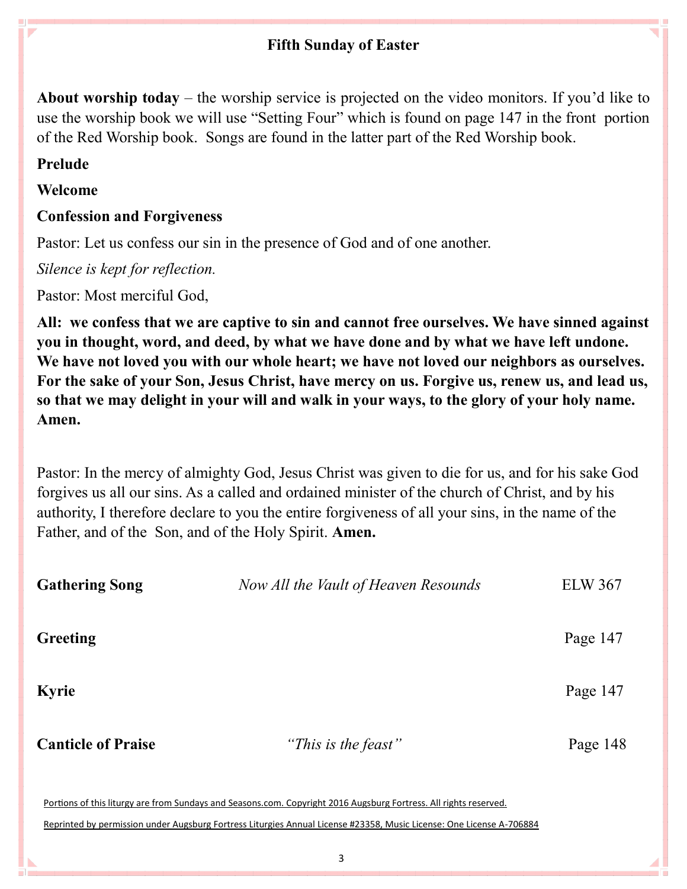## Fifth Sunday of Easter

**About worship today** – the worship service is projected on the video monitors. If you'd like to use the worship book we will use "Setting Four" which is found on page 147 in the front portion of the Red Worship book. Songs are found in the latter part of the Red Worship book.

**Prelude**

**Welcome**

**Confession and Forgiveness**

Pastor: Let us confess our sin in the presence of God and of one another.

*Silence is kept for reflection.*

Pastor: Most merciful God,

**All: we confess that we are captive to sin and cannot free ourselves. We have sinned against you in thought, word, and deed, by what we have done and by what we have left undone. We have not loved you with our whole heart; we have not loved our neighbors as ourselves. For the sake of your Son, Jesus Christ, have mercy on us. Forgive us, renew us, and lead us, so that we may delight in your will and walk in your ways, to the glory of your holy name. Amen.**

Pastor: In the mercy of almighty God, Jesus Christ was given to die for us, and for his sake God forgives us all our sins. As a called and ordained minister of the church of Christ, and by his authority, I therefore declare to you the entire forgiveness of all your sins, in the name of the Father, and of the Son, and of the Holy Spirit. **Amen.**

**Gathering Song** *Now All the Vault of Heaven Resounds* ELW 367

**Greeting** Page 147

**Kyrie** Page 147

**Canticle of Praise** *"This is the feast"* Page 148

Portions of this liturgy are from Sundays and Seasons.com. Copyright 2016 Augsburg Fortress. All rights reserved.

Reprinted by permission under Augsburg Fortress Liturgies Annual License #23358, Music License: One License A-706884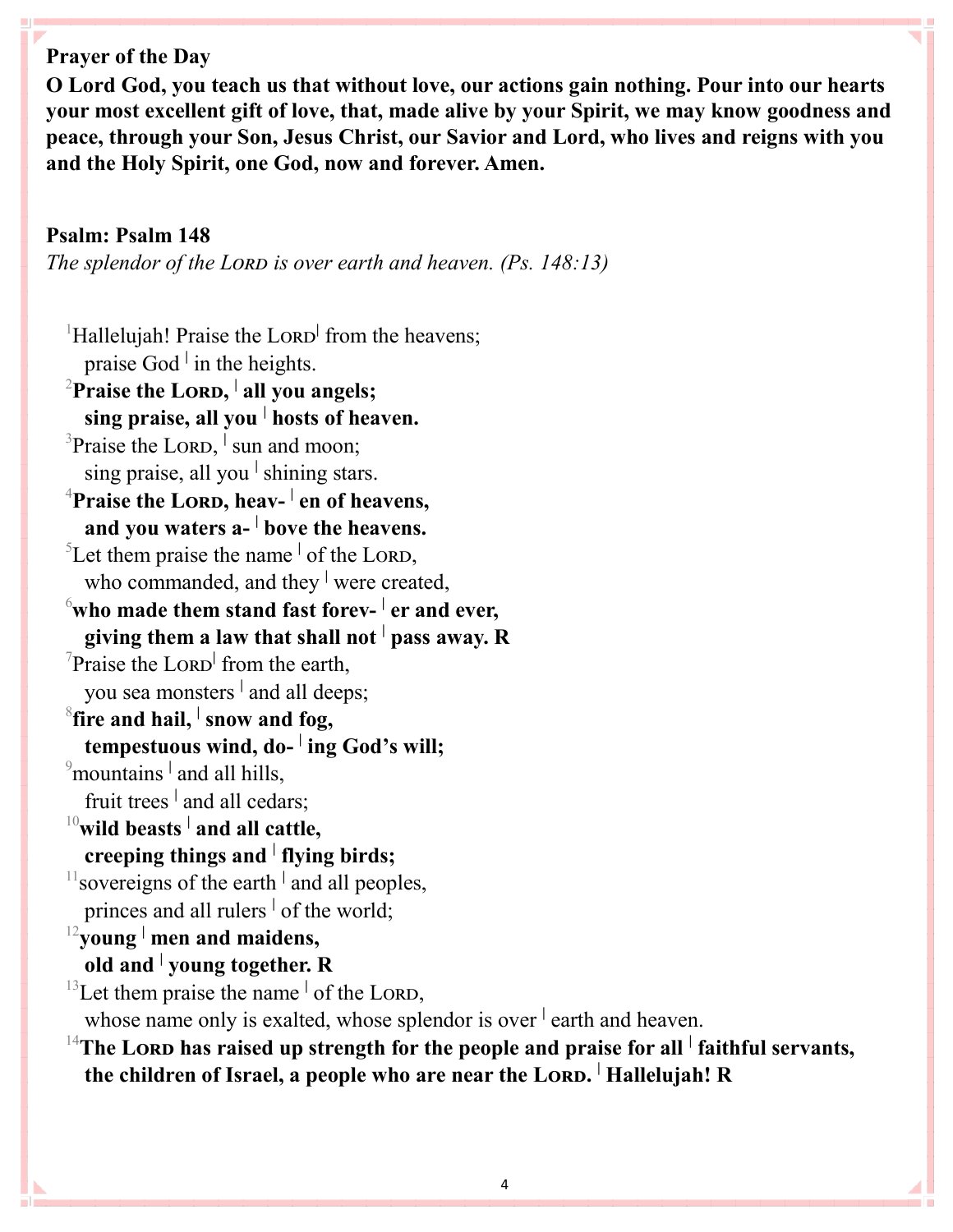**Prayer of the Day**

**O Lord God, you teach us that without love, our actions gain nothing. Pour into our hearts your most excellent gift of love, that, made alive by your Spirit, we may know goodness and peace, through your Son, Jesus Christ, our Savior and Lord, who lives and reigns with you and the Holy Spirit, one God, now and forever. Amen.**

**Psalm: Psalm 148**

*The splendor of the LORD is over earth and heaven. (Ps. 148:13)*

[1]Hallelujah! Praise the LORD | from the heavens;
praise God | in the heights.
[2]**Praise the LORD, | all you angels;**
**sing praise, all you | hosts of heaven.**
[3]Praise the LORD, | sun and moon;
sing praise, all you | shining stars.
[4]**Praise the LORD, heav- | en of heavens,**
**and you waters a- | bove the heavens.**
[5]Let them praise the name | of the LORD,
who commanded, and they | were created,
[6]**who made them stand fast forev- | er and ever,**
**giving them a law that shall not | pass away. R**
[7]Praise the LORD | from the earth,
you sea monsters | and all deeps;
[8]**fire and hail, | snow and fog,**
**tempestuous wind, do- | ing God's will;**
[9]mountains | and all hills,
fruit trees | and all cedars;
[10]**wild beasts | and all cattle,**
**creeping things and | flying birds;**
[11]sovereigns of the earth | and all peoples,
princes and all rulers | of the world;
[12]**young | men and maidens,**
**old and | young together. R**
[13]Let them praise the name | of the LORD,
whose name only is exalted, whose splendor is over | earth and heaven.
[14]**The LORD has raised up strength for the people and praise for all | faithful servants,**
**the children of Israel, a people who are near the LORD. | Hallelujah! R**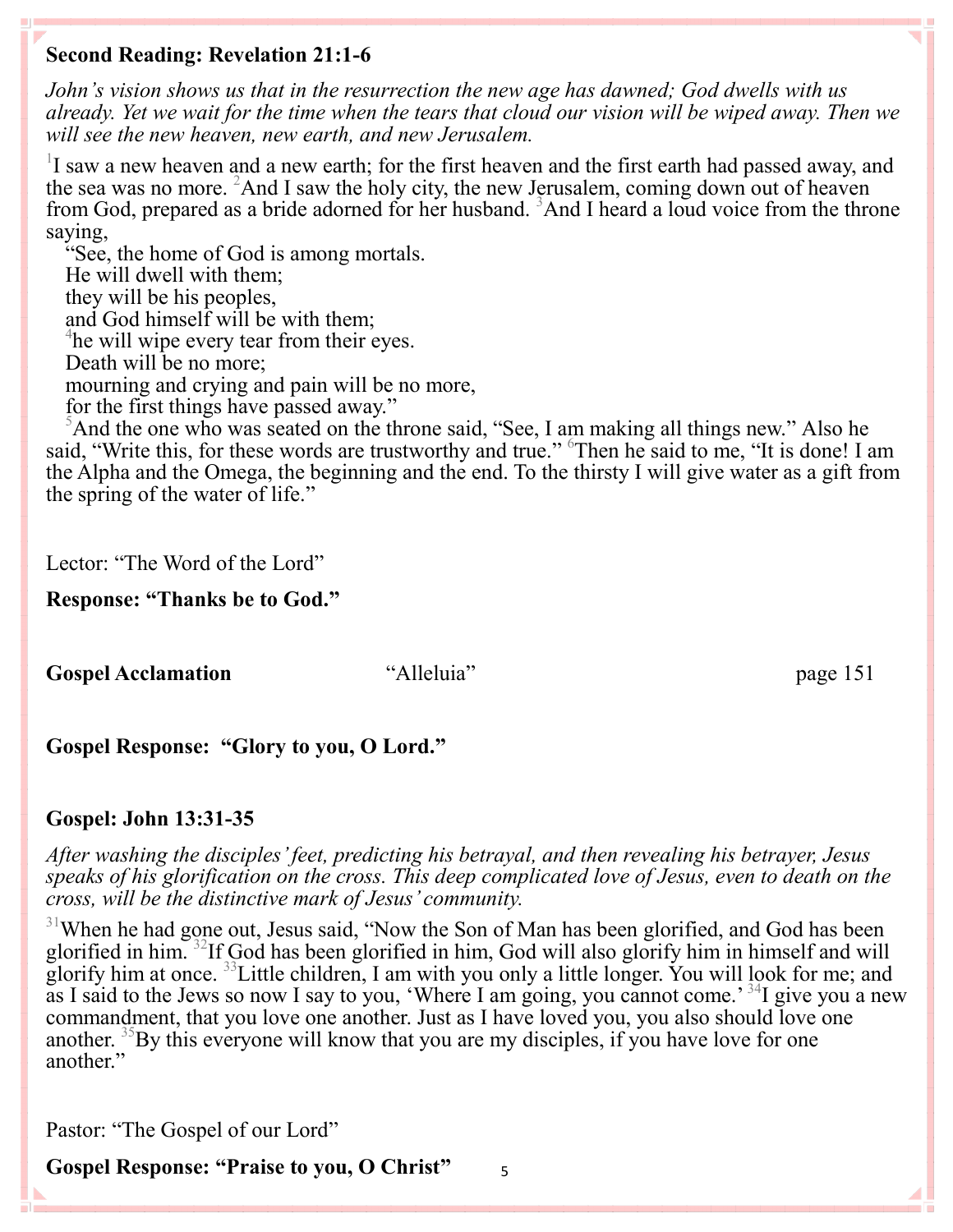**Second Reading: Revelation 21:1-6**

*John's vision shows us that in the resurrection the new age has dawned; God dwells with us already. Yet we wait for the time when the tears that cloud our vision will be wiped away. Then we will see the new heaven, new earth, and new Jerusalem.*

[1]I saw a new heaven and a new earth; for the first heaven and the first earth had passed away, and the sea was no more. [2]And I saw the holy city, the new Jerusalem, coming down out of heaven from God, prepared as a bride adorned for her husband. [3]And I heard a loud voice from the throne saying,

"See, the home of God is among mortals.
He will dwell with them;
they will be his peoples,
and God himself will be with them;
[4]he will wipe every tear from their eyes.
Death will be no more;
mourning and crying and pain will be no more,
for the first things have passed away."

[5]And the one who was seated on the throne said, "See, I am making all things new." Also he said, "Write this, for these words are trustworthy and true." [6]Then he said to me, "It is done! I am the Alpha and the Omega, the beginning and the end. To the thirsty I will give water as a gift from the spring of the water of life."

Lector: "The Word of the Lord"

**Response: "Thanks be to God."**

**Gospel Acclamation** "Alleluia" page 151

**Gospel Response: "Glory to you, O Lord."**

**Gospel: John 13:31-35**

*After washing the disciples' feet, predicting his betrayal, and then revealing his betrayer, Jesus speaks of his glorification on the cross. This deep complicated love of Jesus, even to death on the cross, will be the distinctive mark of Jesus' community.*

[31]When he had gone out, Jesus said, "Now the Son of Man has been glorified, and God has been glorified in him. [32]If God has been glorified in him, God will also glorify him in himself and will glorify him at once. [33]Little children, I am with you only a little longer. You will look for me; and as I said to the Jews so now I say to you, 'Where I am going, you cannot come.' [34]I give you a new commandment, that you love one another. Just as I have loved you, you also should love one another. [35]By this everyone will know that you are my disciples, if you have love for one another."

Pastor: "The Gospel of our Lord"

**Gospel Response: "Praise to you, O Christ"**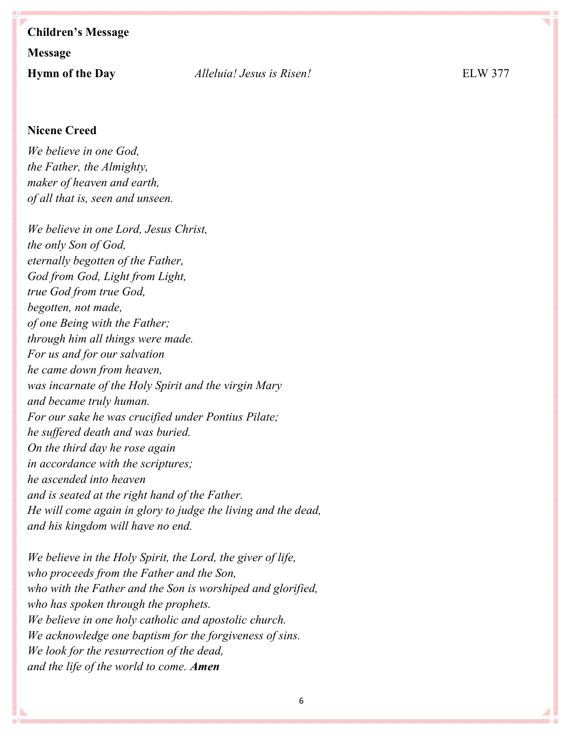**Children's Message**

**Message**

**Hymn of the Day** *Alleluia! Jesus is Risen!* ELW 377

**Nicene Creed**

*We believe in one God,*
*the Father, the Almighty,*
*maker of heaven and earth,*
*of all that is, seen and unseen.*

*We believe in one Lord, Jesus Christ,*
*the only Son of God,*
*eternally begotten of the Father,*
*God from God, Light from Light,*
*true God from true God,*
*begotten, not made,*
*of one Being with the Father;*
*through him all things were made.*
*For us and for our salvation*
*he came down from heaven,*
*was incarnate of the Holy Spirit and the virgin Mary*
*and became truly human.*
*For our sake he was crucified under Pontius Pilate;*
*he suffered death and was buried.*
*On the third day he rose again*
*in accordance with the scriptures;*
*he ascended into heaven*
*and is seated at the right hand of the Father.*
*He will come again in glory to judge the living and the dead,*
*and his kingdom will have no end.*

*We believe in the Holy Spirit, the Lord, the giver of life,*
*who proceeds from the Father and the Son,*
*who with the Father and the Son is worshiped and glorified,*
*who has spoken through the prophets.*
*We believe in one holy catholic and apostolic church.*
*We acknowledge one baptism for the forgiveness of sins.*
*We look for the resurrection of the dead,*
*and the life of the world to come.* ***Amen***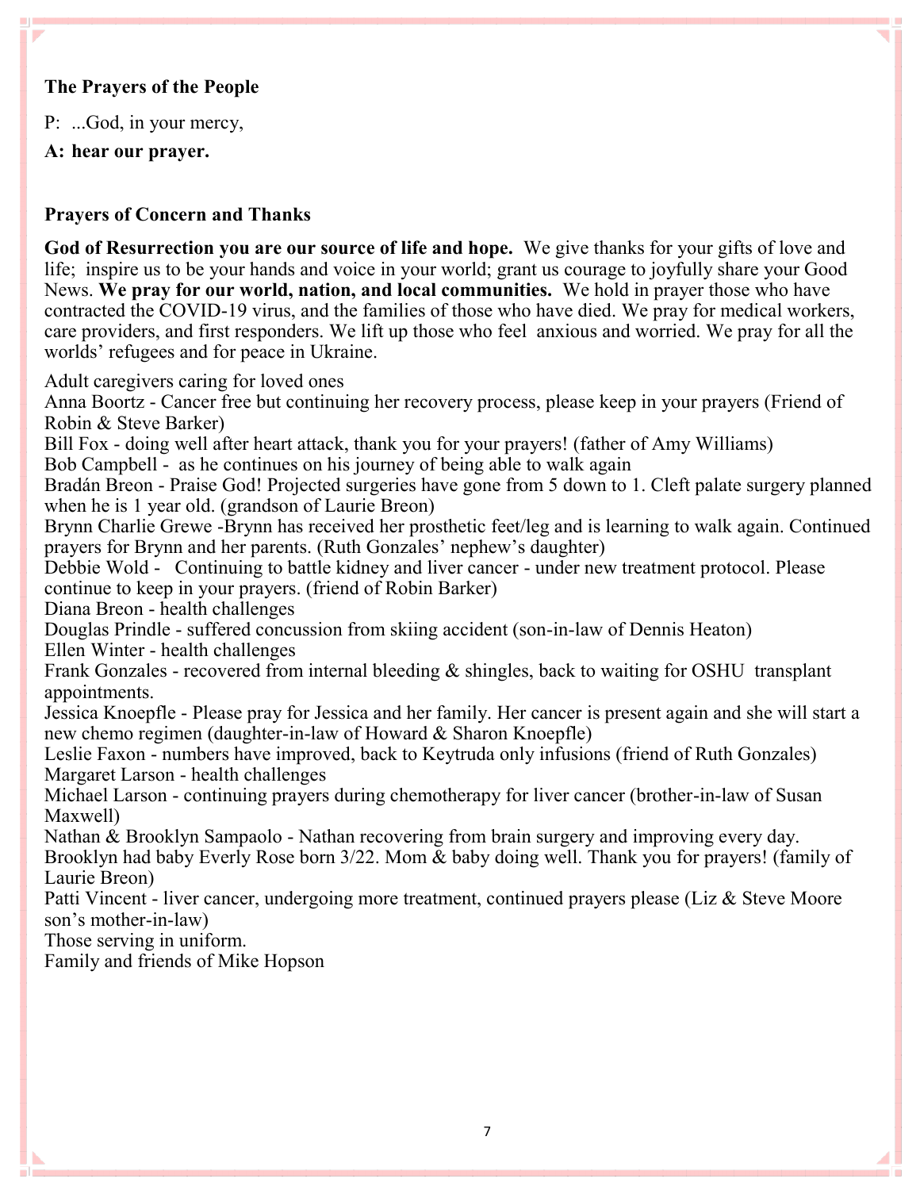### The Prayers of the People

P: ...God, in your mercy,

**A: hear our prayer.**

### Prayers of Concern and Thanks

**God of Resurrection you are our source of life and hope.** We give thanks for your gifts of love and life; inspire us to be your hands and voice in your world; grant us courage to joyfully share your Good News. **We pray for our world, nation, and local communities.** We hold in prayer those who have contracted the COVID-19 virus, and the families of those who have died. We pray for medical workers, care providers, and first responders. We lift up those who feel anxious and worried. We pray for all the worlds' refugees and for peace in Ukraine.

Adult caregivers caring for loved ones
Anna Boortz - Cancer free but continuing her recovery process, please keep in your prayers (Friend of Robin & Steve Barker)
Bill Fox - doing well after heart attack, thank you for your prayers! (father of Amy Williams)
Bob Campbell - as he continues on his journey of being able to walk again
Bradán Breon - Praise God! Projected surgeries have gone from 5 down to 1. Cleft palate surgery planned when he is 1 year old. (grandson of Laurie Breon)
Brynn Charlie Grewe -Brynn has received her prosthetic feet/leg and is learning to walk again. Continued prayers for Brynn and her parents. (Ruth Gonzales' nephew's daughter)
Debbie Wold - Continuing to battle kidney and liver cancer - under new treatment protocol. Please continue to keep in your prayers. (friend of Robin Barker)
Diana Breon - health challenges
Douglas Prindle - suffered concussion from skiing accident (son-in-law of Dennis Heaton)
Ellen Winter - health challenges
Frank Gonzales - recovered from internal bleeding & shingles, back to waiting for OSHU transplant appointments.
Jessica Knoepfle - Please pray for Jessica and her family. Her cancer is present again and she will start a new chemo regimen (daughter-in-law of Howard & Sharon Knoepfle)
Leslie Faxon - numbers have improved, back to Keytruda only infusions (friend of Ruth Gonzales)
Margaret Larson - health challenges
Michael Larson - continuing prayers during chemotherapy for liver cancer (brother-in-law of Susan Maxwell)
Nathan & Brooklyn Sampaolo - Nathan recovering from brain surgery and improving every day. Brooklyn had baby Everly Rose born 3/22. Mom & baby doing well. Thank you for prayers! (family of Laurie Breon)
Patti Vincent - liver cancer, undergoing more treatment, continued prayers please (Liz & Steve Moore son's mother-in-law)
Those serving in uniform.
Family and friends of Mike Hopson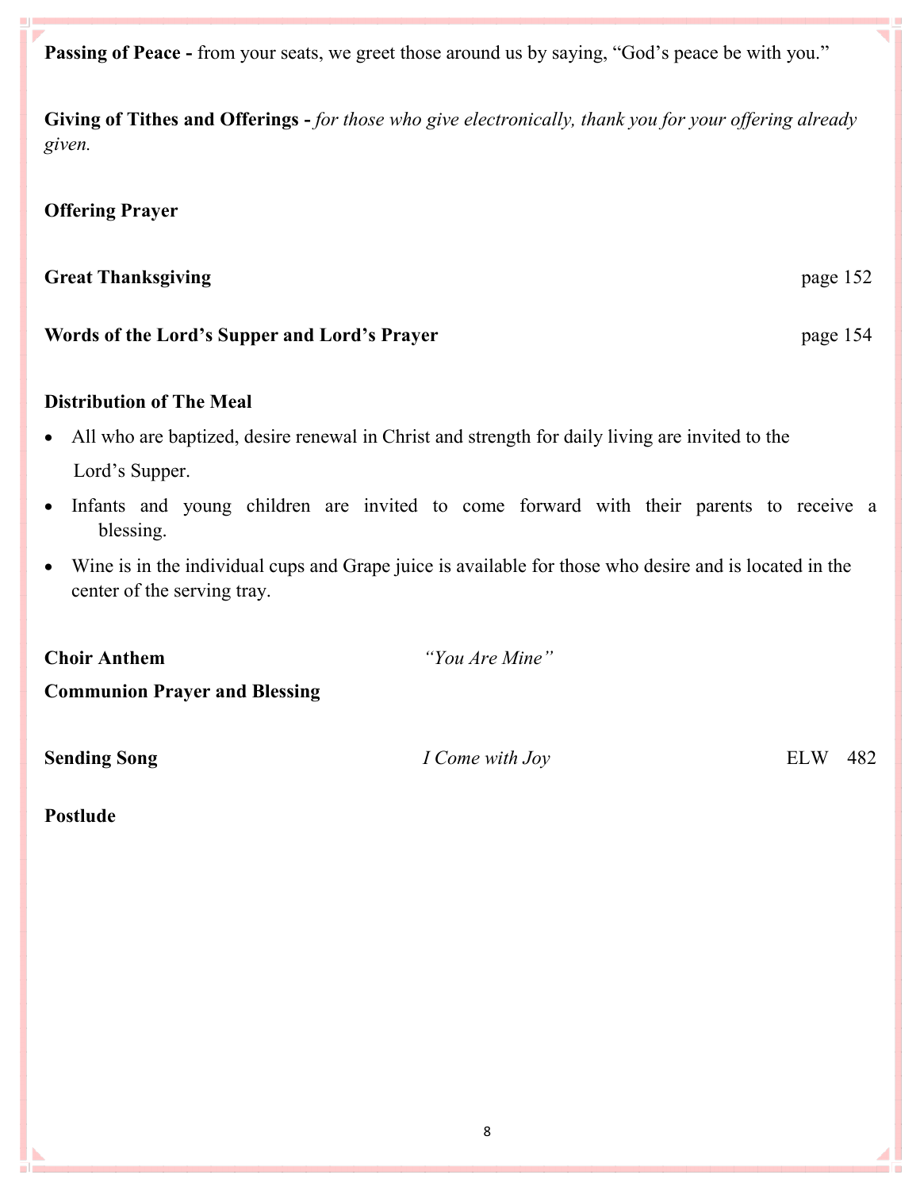**Passing of Peace -** from your seats, we greet those around us by saying, "God's peace be with you."

**Giving of Tithes and Offerings -** *for those who give electronically, thank you for your offering already given.*

**Offering Prayer**

**Great Thanksgiving** page 152

**Words of the Lord's Supper and Lord's Prayer** page 154

**Distribution of The Meal**

- All who are baptized, desire renewal in Christ and strength for daily living are invited to the Lord's Supper.
- Infants and young children are invited to come forward with their parents to receive a blessing.
- Wine is in the individual cups and Grape juice is available for those who desire and is located in the center of the serving tray.

**Choir Anthem** *"You Are Mine"*

**Communion Prayer and Blessing**

**Sending Song** *I Come with Joy* ELW 482

**Postlude**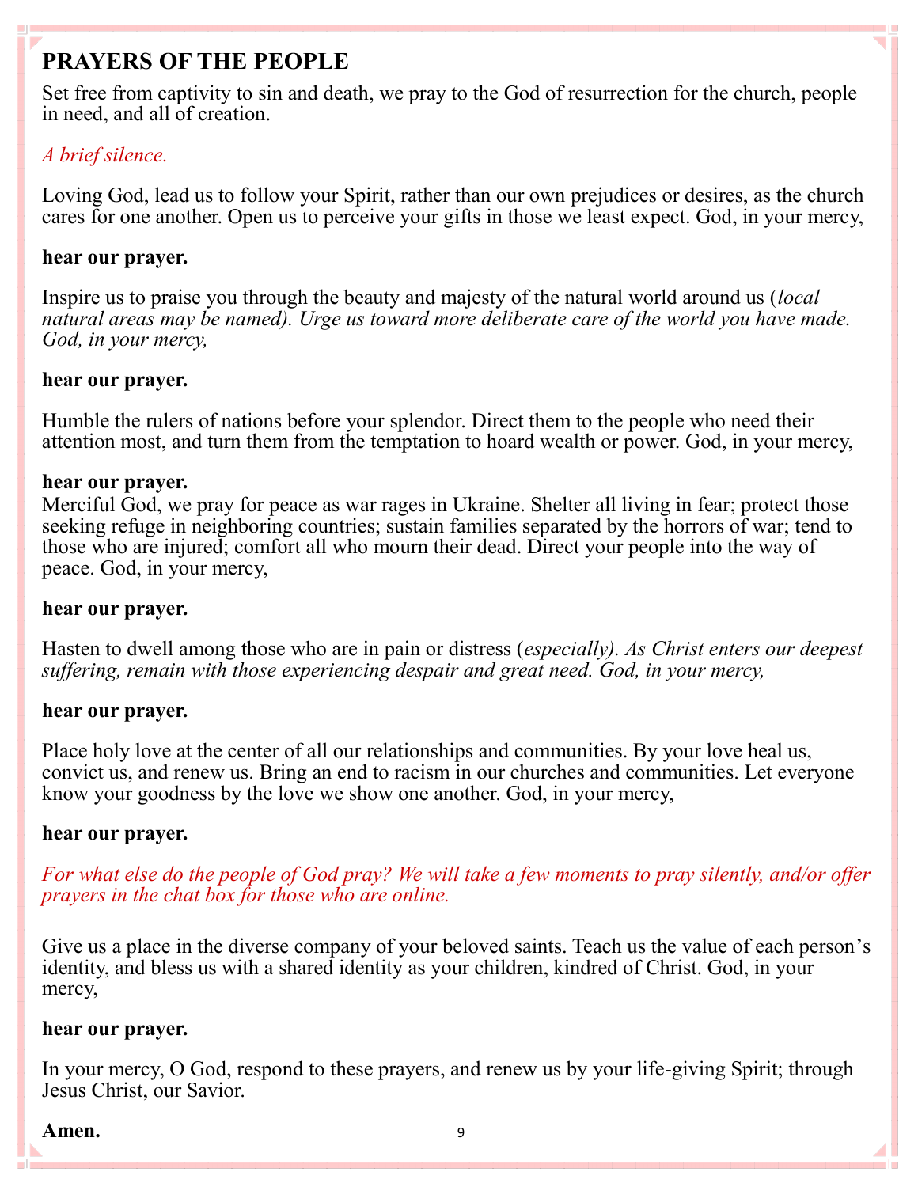# PRAYERS OF THE PEOPLE

Set free from captivity to sin and death, we pray to the God of resurrection for the church, people in need, and all of creation.

*A brief silence.*

Loving God, lead us to follow your Spirit, rather than our own prejudices or desires, as the church cares for one another. Open us to perceive your gifts in those we least expect. God, in your mercy,

**hear our prayer.**

Inspire us to praise you through the beauty and majesty of the natural world around us (*local natural areas may be named). Urge us toward more deliberate care of the world you have made. God, in your mercy,*

**hear our prayer.**

Humble the rulers of nations before your splendor. Direct them to the people who need their attention most, and turn them from the temptation to hoard wealth or power. God, in your mercy,

**hear our prayer.**

Merciful God, we pray for peace as war rages in Ukraine. Shelter all living in fear; protect those seeking refuge in neighboring countries; sustain families separated by the horrors of war; tend to those who are injured; comfort all who mourn their dead. Direct your people into the way of peace. God, in your mercy,

**hear our prayer.**

Hasten to dwell among those who are in pain or distress (*especially). As Christ enters our deepest suffering, remain with those experiencing despair and great need. God, in your mercy,*

**hear our prayer.**

Place holy love at the center of all our relationships and communities. By your love heal us, convict us, and renew us. Bring an end to racism in our churches and communities. Let everyone know your goodness by the love we show one another. God, in your mercy,

**hear our prayer.**

*For what else do the people of God pray? We will take a few moments to pray silently, and/or offer prayers in the chat box for those who are online.*

Give us a place in the diverse company of your beloved saints. Teach us the value of each person's identity, and bless us with a shared identity as your children, kindred of Christ. God, in your mercy,

**hear our prayer.**

In your mercy, O God, respond to these prayers, and renew us by your life-giving Spirit; through Jesus Christ, our Savior.

**Amen.**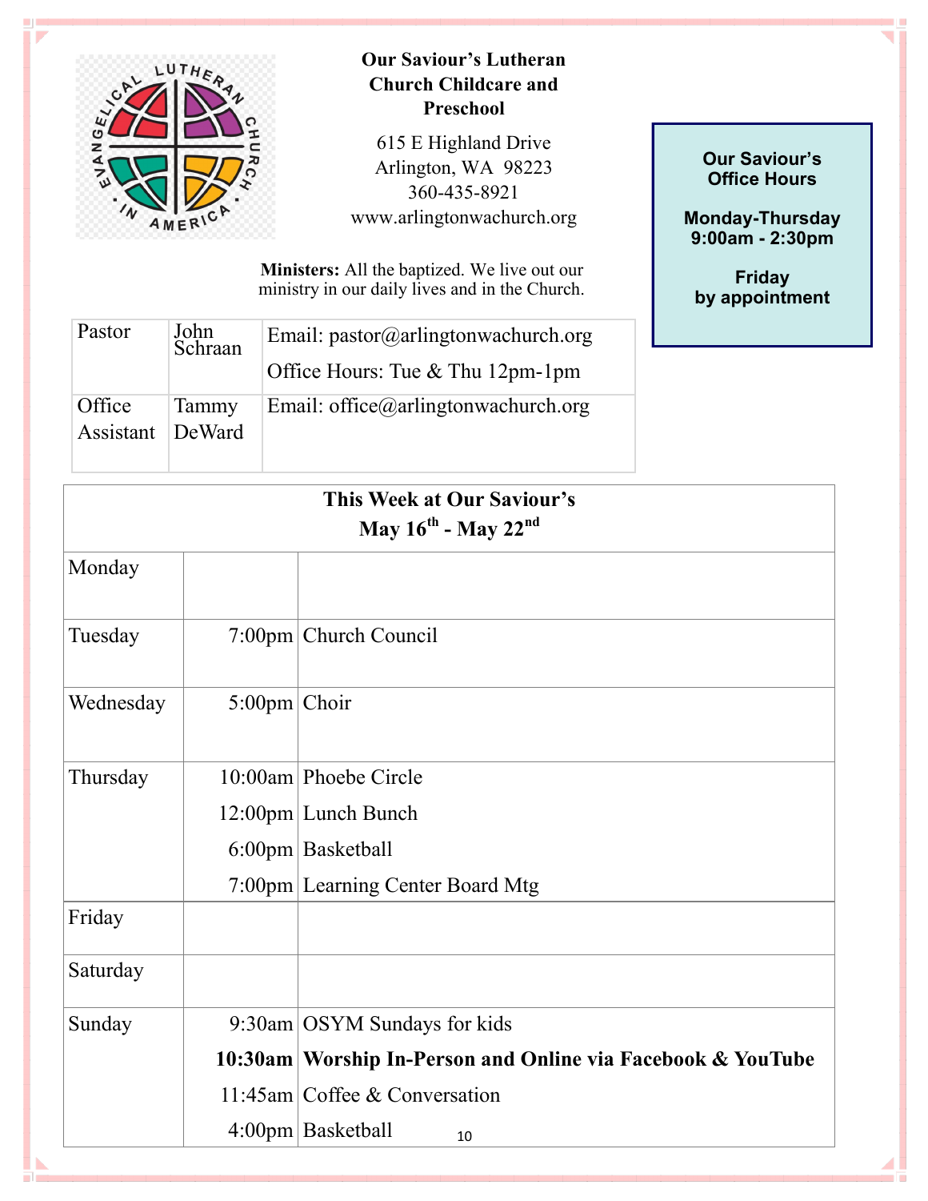**Our Saviour's Lutheran Church Childcare and Preschool**

615 E Highland Drive
Arlington, WA 98223
360-435-8921
www.arlingtonwachurch.org

**Ministers:** All the baptized. We live out our ministry in our daily lives and in the Church.

**Our Saviour's Office Hours**

**Monday-Thursday**
**9:00am - 2:30pm**

**Friday**
**by appointment**

| | | |
|---|---|---|
| Pastor | John Schraan | Email: pastor@arlingtonwachurch.org<br>Office Hours: Tue & Thu 12pm-1pm |
| Office Assistant | Tammy DeWard | Email: office@arlingtonwachurch.org |

**This Week at Our Saviour's**
**May 16th - May 22nd**

| | | |
|---|---|---|
| Monday | | |
| Tuesday | 7:00pm | Church Council |
| Wednesday | 5:00pm | Choir |
| Thursday | 10:00am | Phoebe Circle |
| | 12:00pm | Lunch Bunch |
| | 6:00pm | Basketball |
| | 7:00pm | Learning Center Board Mtg |
| Friday | | |
| Saturday | | |
| Sunday | 9:30am | OSYM Sundays for kids |
| | **10:30am** | **Worship In-Person and Online via Facebook & YouTube** |
| | 11:45am | Coffee & Conversation |
| | 4:00pm | Basketball |